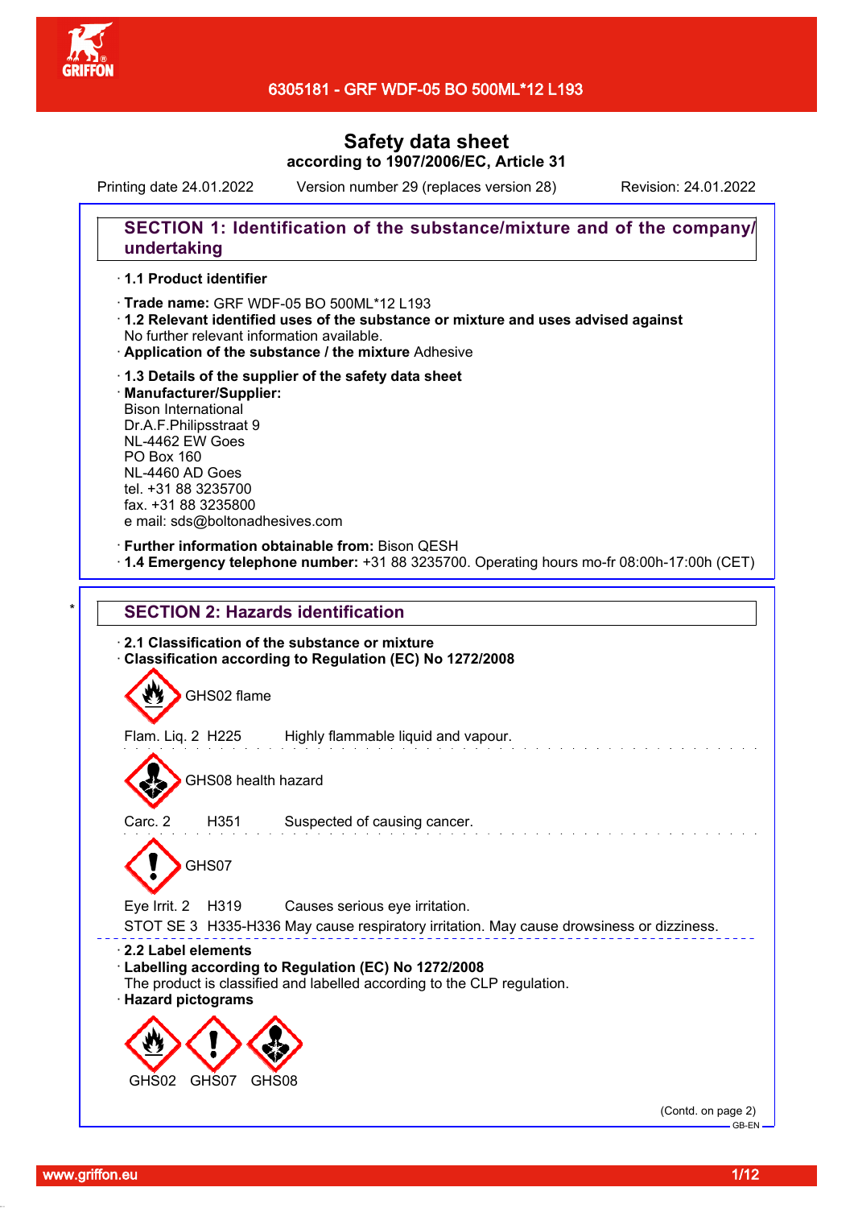# 6305181 - GRF WDF-05 BO 500ML*12 L193

## Safety data sheet
**according to 1907/2006/EC, Article 31**

Printing date 24.01.2022 Version number 29 (replaces version 28) Revision: 24.01.2022

## SECTION 1: Identification of the substance/mixture and of the company/undertaking

· **1.1 Product identifier**

· **Trade name:** GRF WDF-05 BO 500ML*12 L193

· **1.2 Relevant identified uses of the substance or mixture and uses advised against**
No further relevant information available.

· **Application of the substance / the mixture** Adhesive

· **1.3 Details of the supplier of the safety data sheet**

· **Manufacturer/Supplier:**
Bison International
Dr.A.F.Philipsstraat 9
NL-4462 EW Goes
PO Box 160
NL-4460 AD Goes
tel. +31 88 3235700
fax. +31 88 3235800
e mail: sds@boltonadhesives.com

· **Further information obtainable from:** Bison QESH

· **1.4 Emergency telephone number:** +31 88 3235700. Operating hours mo-fr 08:00h-17:00h (CET)

## * SECTION 2: Hazards identification

· **2.1 Classification of the substance or mixture**

· **Classification according to Regulation (EC) No 1272/2008**

GHS02 flame

Flam. Liq. 2 H225 Highly flammable liquid and vapour.

GHS08 health hazard

Carc. 2 H351 Suspected of causing cancer.

GHS07

Eye Irrit. 2 H319 Causes serious eye irritation.

STOT SE 3 H335-H336 May cause respiratory irritation. May cause drowsiness or dizziness.

· **2.2 Label elements**

· **Labelling according to Regulation (EC) No 1272/2008**
The product is classified and labelled according to the CLP regulation.

· **Hazard pictograms**

GHS02 GHS07 GHS08

(Contd. on page 2)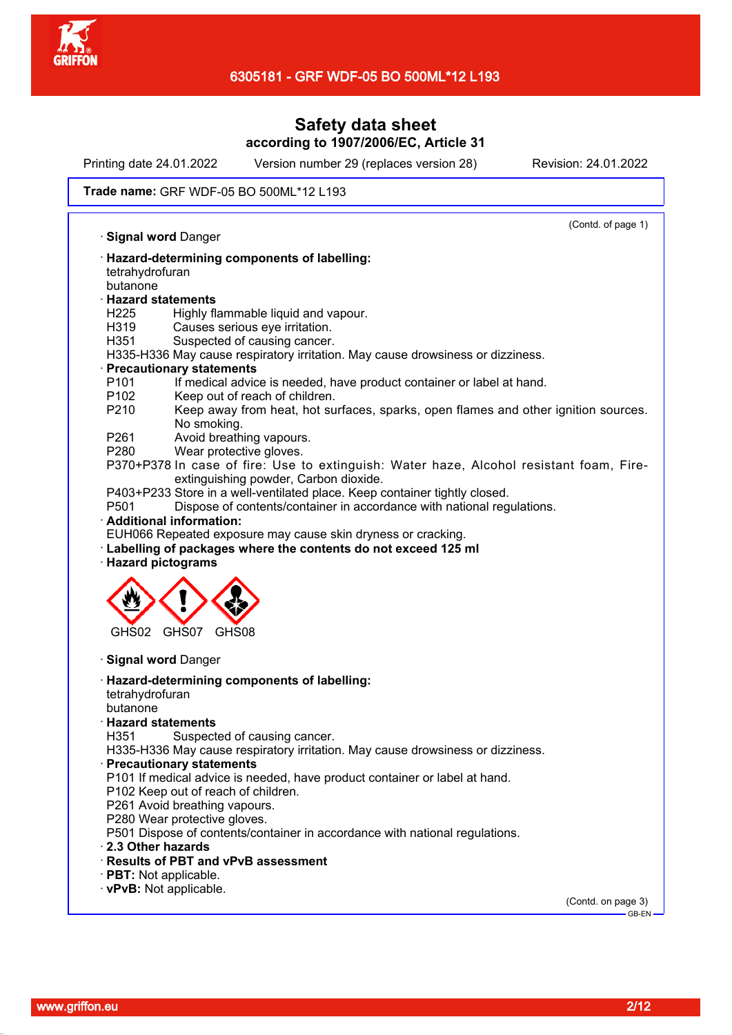Safety data sheet
according to 1907/2006/EC, Article 31

Printing date 24.01.2022 Version number 29 (replaces version 28) Revision: 24.01.2022

**Trade name:** GRF WDF-05 BO 500ML*12 L193

(Contd. of page 1)

· **Signal word** Danger

· **Hazard-determining components of labelling:**
tetrahydrofuran
butanone

· **Hazard statements**
H225 Highly flammable liquid and vapour.
H319 Causes serious eye irritation.
H351 Suspected of causing cancer.
H335-H336 May cause respiratory irritation. May cause drowsiness or dizziness.

· **Precautionary statements**
P101 If medical advice is needed, have product container or label at hand.
P102 Keep out of reach of children.
P210 Keep away from heat, hot surfaces, sparks, open flames and other ignition sources. No smoking.
P261 Avoid breathing vapours.
P280 Wear protective gloves.
P370+P378 In case of fire: Use to extinguish: Water haze, Alcohol resistant foam, Fire-extinguishing powder, Carbon dioxide.
P403+P233 Store in a well-ventilated place. Keep container tightly closed.
P501 Dispose of contents/container in accordance with national regulations.

· **Additional information:**
EUH066 Repeated exposure may cause skin dryness or cracking.

· **Labelling of packages where the contents do not exceed 125 ml**

· **Hazard pictograms**

GHS02 GHS07 GHS08

· **Signal word** Danger

· **Hazard-determining components of labelling:**
tetrahydrofuran
butanone

· **Hazard statements**
H351 Suspected of causing cancer.
H335-H336 May cause respiratory irritation. May cause drowsiness or dizziness.

· **Precautionary statements**
P101 If medical advice is needed, have product container or label at hand.
P102 Keep out of reach of children.
P261 Avoid breathing vapours.
P280 Wear protective gloves.
P501 Dispose of contents/container in accordance with national regulations.

· **2.3 Other hazards**

· **Results of PBT and vPvB assessment**

· **PBT:** Not applicable.

· **vPvB:** Not applicable.

(Contd. on page 3)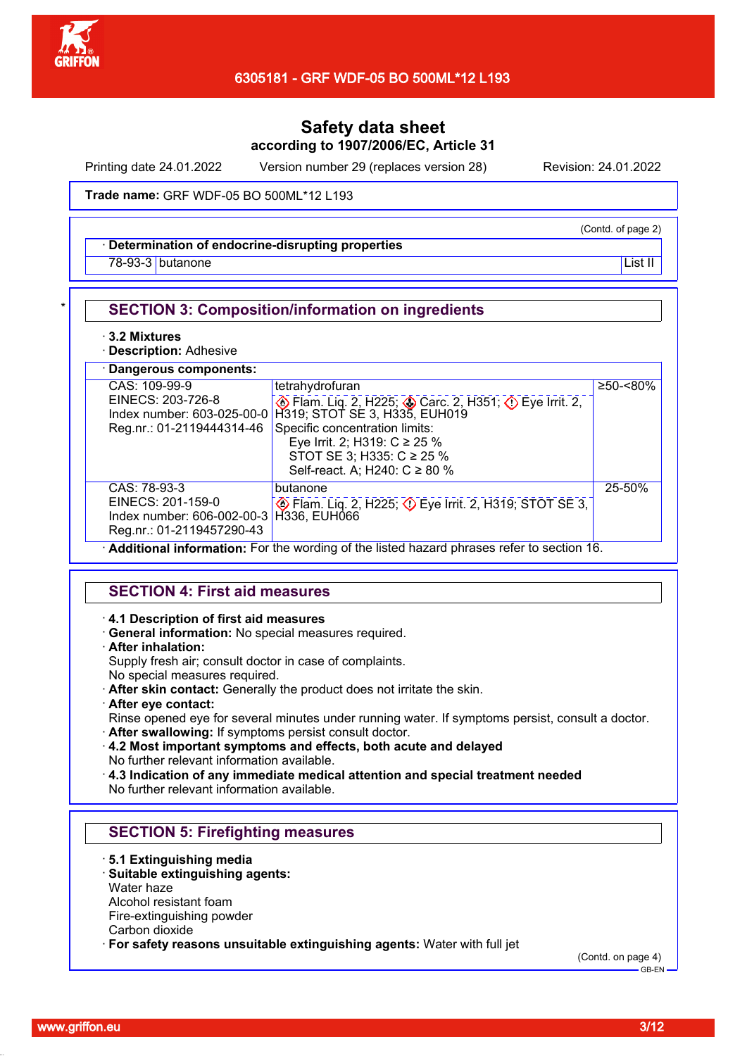**Safety data sheet**
**according to 1907/2006/EC, Article 31**

Printing date 24.01.2022 Version number 29 (replaces version 28) Revision: 24.01.2022

**Trade name:** GRF WDF-05 BO 500ML*12 L193

(Contd. of page 2)

| · **Determination of endocrine-disrupting properties** | | |
|---|---|---|
| 78-93-3 | butanone | List II |

## SECTION 3: Composition/information on ingredients

· **3.2 Mixtures**
· **Description:** Adhesive

| · **Dangerous components:** | | |
|---|---|---|
| CAS: 109-99-9<br>EINECS: 203-726-8<br>Index number: 603-025-00-0<br>Reg.nr.: 01-2119444314-46 | tetrahydrofuran<br>Flam. Liq. 2, H225; Carc. 2, H351; Eye Irrit. 2, H319; STOT SE 3, H335, EUH019<br>Specific concentration limits:<br>Eye Irrit. 2; H319: C ≥ 25 %<br>STOT SE 3; H335: C ≥ 25 %<br>Self-react. A; H240: C ≥ 80 % | ≥50-<80% |
| CAS: 78-93-3<br>EINECS: 201-159-0<br>Index number: 606-002-00-3<br>Reg.nr.: 01-2119457290-43 | butanone<br>Flam. Liq. 2, H225; Eye Irrit. 2, H319; STOT SE 3, H336, EUH066 | 25-50% |

· **Additional information:** For the wording of the listed hazard phrases refer to section 16.

## SECTION 4: First aid measures

· **4.1 Description of first aid measures**
· **General information:** No special measures required.
· **After inhalation:**
Supply fresh air; consult doctor in case of complaints.
No special measures required.
· **After skin contact:** Generally the product does not irritate the skin.
· **After eye contact:**
Rinse opened eye for several minutes under running water. If symptoms persist, consult a doctor.
· **After swallowing:** If symptoms persist consult doctor.
· **4.2 Most important symptoms and effects, both acute and delayed**
No further relevant information available.
· **4.3 Indication of any immediate medical attention and special treatment needed**
No further relevant information available.

## SECTION 5: Firefighting measures

· **5.1 Extinguishing media**
· **Suitable extinguishing agents:**
Water haze
Alcohol resistant foam
Fire-extinguishing powder
Carbon dioxide
· **For safety reasons unsuitable extinguishing agents:** Water with full jet

(Contd. on page 4)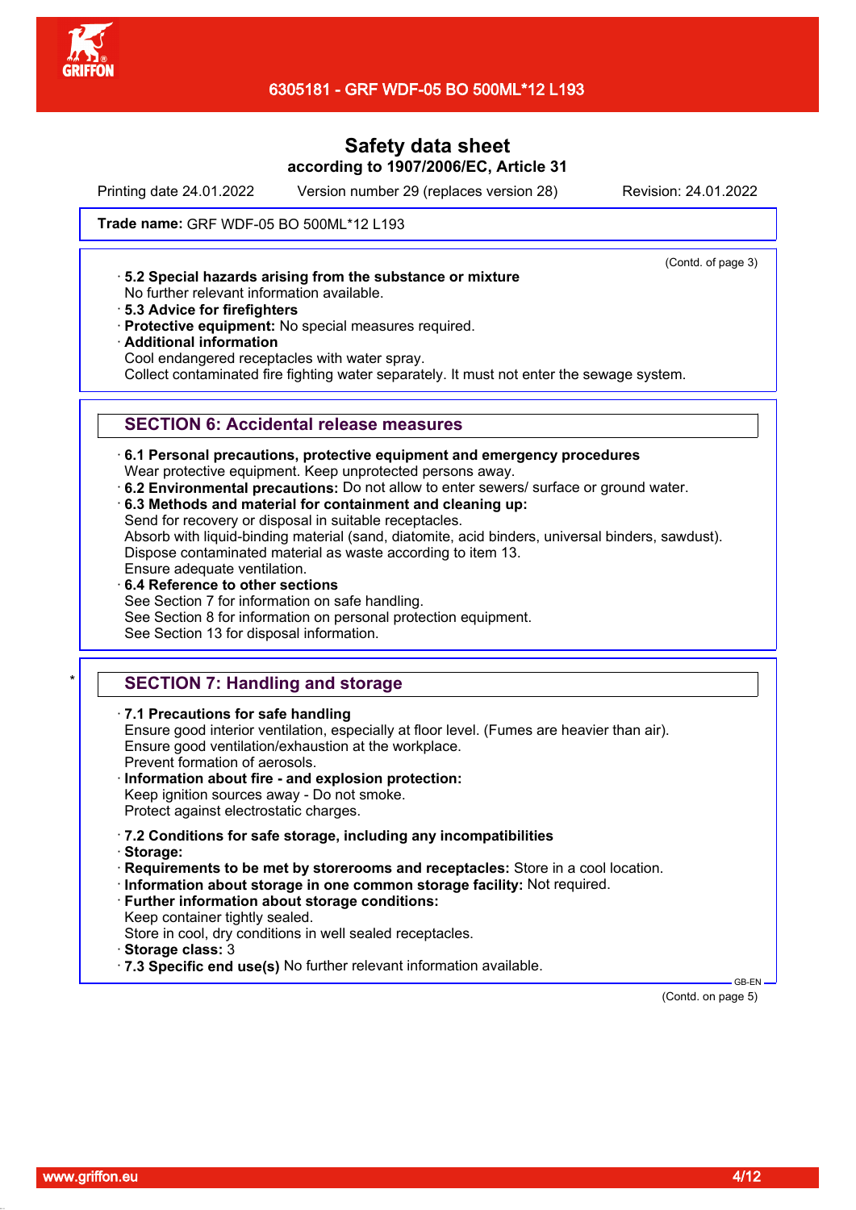Printing date 24.01.2022 Version number 29 (replaces version 28) Revision: 24.01.2022

**Trade name:** GRF WDF-05 BO 500ML*12 L193

(Contd. of page 3)

· **5.2 Special hazards arising from the substance or mixture**
No further relevant information available.
· **5.3 Advice for firefighters**
· **Protective equipment:** No special measures required.
· **Additional information**
Cool endangered receptacles with water spray.
Collect contaminated fire fighting water separately. It must not enter the sewage system.

## SECTION 6: Accidental release measures

· **6.1 Personal precautions, protective equipment and emergency procedures**
Wear protective equipment. Keep unprotected persons away.
· **6.2 Environmental precautions:** Do not allow to enter sewers/ surface or ground water.
· **6.3 Methods and material for containment and cleaning up:**
Send for recovery or disposal in suitable receptacles.
Absorb with liquid-binding material (sand, diatomite, acid binders, universal binders, sawdust).
Dispose contaminated material as waste according to item 13.
Ensure adequate ventilation.
· **6.4 Reference to other sections**
See Section 7 for information on safe handling.
See Section 8 for information on personal protection equipment.
See Section 13 for disposal information.

## * SECTION 7: Handling and storage

· **7.1 Precautions for safe handling**
Ensure good interior ventilation, especially at floor level. (Fumes are heavier than air).
Ensure good ventilation/exhaustion at the workplace.
Prevent formation of aerosols.
· **Information about fire - and explosion protection:**
Keep ignition sources away - Do not smoke.
Protect against electrostatic charges.

· **7.2 Conditions for safe storage, including any incompatibilities**
· **Storage:**
· **Requirements to be met by storerooms and receptacles:** Store in a cool location.
· **Information about storage in one common storage facility:** Not required.
· **Further information about storage conditions:**
Keep container tightly sealed.
Store in cool, dry conditions in well sealed receptacles.
· **Storage class:** 3
· **7.3 Specific end use(s)** No further relevant information available.

GB-EN

(Contd. on page 5)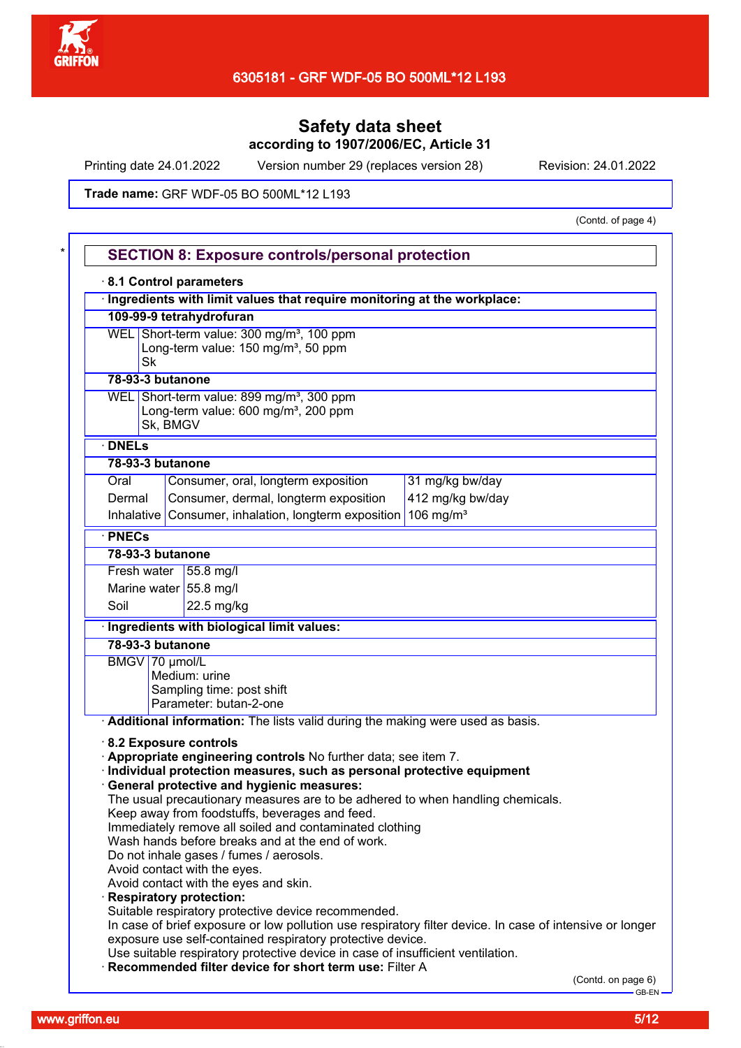Safety data sheet
according to 1907/2006/EC, Article 31

Printing date 24.01.2022 Version number 29 (replaces version 28) Revision: 24.01.2022

**Trade name:** GRF WDF-05 BO 500ML*12 L193

(Contd. of page 4)

## SECTION 8: Exposure controls/personal protection

· **8.1 Control parameters**

· **Ingredients with limit values that require monitoring at the workplace:**

**109-99-9 tetrahydrofuran**

| | |
|---|---|
| WEL | Short-term value: 300 mg/m³, 100 ppm<br>Long-term value: 150 mg/m³, 50 ppm<br>Sk |

**78-93-3 butanone**

| | |
|---|---|
| WEL | Short-term value: 899 mg/m³, 300 ppm<br>Long-term value: 600 mg/m³, 200 ppm<br>Sk, BMGV |

· **DNELs**

**78-93-3 butanone**

| | | |
|---|---|---|
| Oral | Consumer, oral, longterm exposition | 31 mg/kg bw/day |
| Dermal | Consumer, dermal, longterm exposition | 412 mg/kg bw/day |
| Inhalative | Consumer, inhalation, longterm exposition | 106 mg/m³ |

· **PNECs**

**78-93-3 butanone**

| | |
|---|---|
| Fresh water | 55.8 mg/l |
| Marine water | 55.8 mg/l |
| Soil | 22.5 mg/kg |

· **Ingredients with biological limit values:**

**78-93-3 butanone**

| | |
|---|---|
| BMGV | 70 µmol/L<br>Medium: urine<br>Sampling time: post shift<br>Parameter: butan-2-one |

· **Additional information:** The lists valid during the making were used as basis.

· **8.2 Exposure controls**
· **Appropriate engineering controls** No further data; see item 7.
· **Individual protection measures, such as personal protective equipment**
· **General protective and hygienic measures:**
The usual precautionary measures are to be adhered to when handling chemicals.
Keep away from foodstuffs, beverages and feed.
Immediately remove all soiled and contaminated clothing
Wash hands before breaks and at the end of work.
Do not inhale gases / fumes / aerosols.
Avoid contact with the eyes.
Avoid contact with the eyes and skin.
· **Respiratory protection:**
Suitable respiratory protective device recommended.
In case of brief exposure or low pollution use respiratory filter device. In case of intensive or longer exposure use self-contained respiratory protective device.
Use suitable respiratory protective device in case of insufficient ventilation.
· **Recommended filter device for short term use:** Filter A

(Contd. on page 6)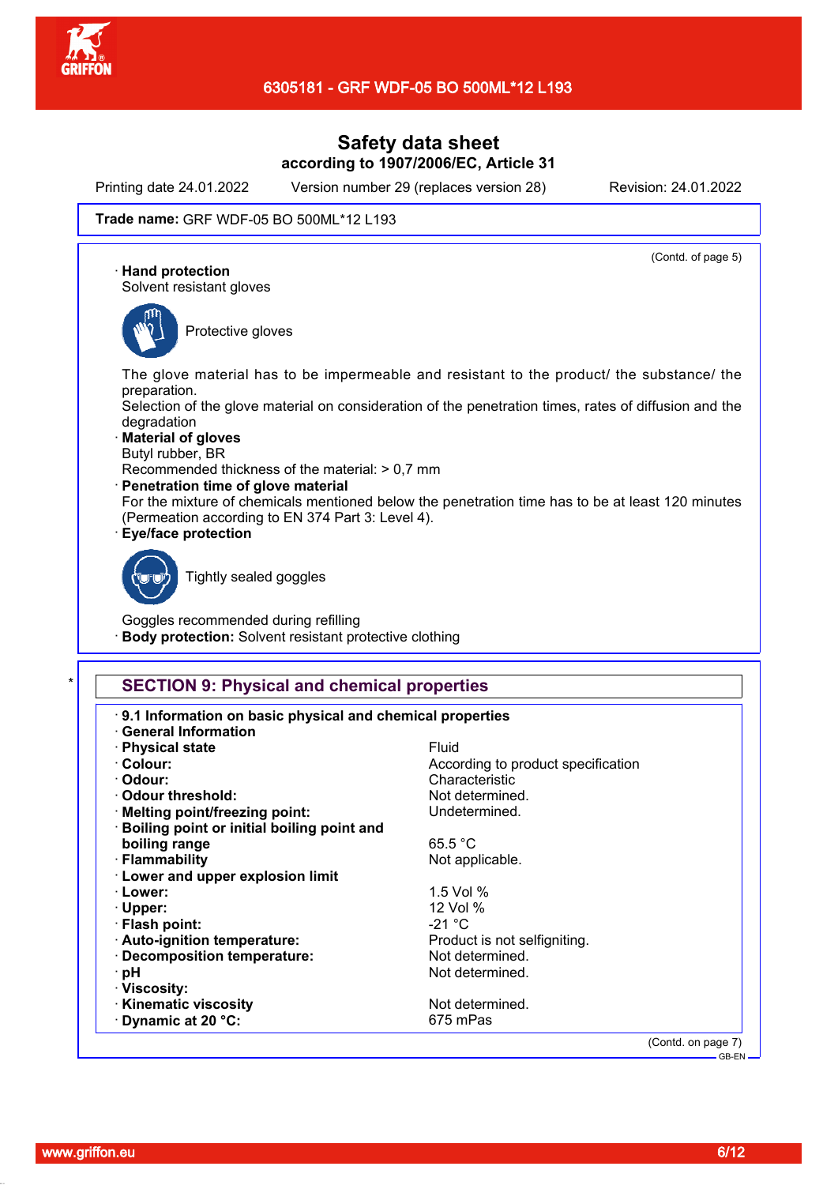# Safety data sheet

**according to 1907/2006/EC, Article 31**

Printing date 24.01.2022 Version number 29 (replaces version 28) Revision: 24.01.2022

**Trade name:** GRF WDF-05 BO 500ML*12 L193

(Contd. of page 5)

· **Hand protection**
Solvent resistant gloves

Protective gloves

The glove material has to be impermeable and resistant to the product/ the substance/ the preparation.
Selection of the glove material on consideration of the penetration times, rates of diffusion and the degradation

· **Material of gloves**
Butyl rubber, BR
Recommended thickness of the material: > 0,7 mm

· **Penetration time of glove material**
For the mixture of chemicals mentioned below the penetration time has to be at least 120 minutes (Permeation according to EN 374 Part 3: Level 4).

· **Eye/face protection**

Tightly sealed goggles

Goggles recommended during refilling

· **Body protection:** Solvent resistant protective clothing

\*

## SECTION 9: Physical and chemical properties

· **9.1 Information on basic physical and chemical properties**
· **General Information**

| | |
|---|---|
| · **Physical state** | Fluid |
| · **Colour:** | According to product specification |
| · **Odour:** | Characteristic |
| · **Odour threshold:** | Not determined. |
| · **Melting point/freezing point:** | Undetermined. |
| · **Boiling point or initial boiling point and boiling range** | 65.5 °C |
| · **Flammability** | Not applicable. |
| · **Lower and upper explosion limit** | |
| · **Lower:** | 1.5 Vol % |
| · **Upper:** | 12 Vol % |
| · **Flash point:** | -21 °C |
| · **Auto-ignition temperature:** | Product is not selfigniting. |
| · **Decomposition temperature:** | Not determined. |
| · **pH** | Not determined. |
| · **Viscosity:** | |
| · **Kinematic viscosity** | Not determined. |
| · **Dynamic at 20 °C:** | 675 mPas |

(Contd. on page 7)

GB-EN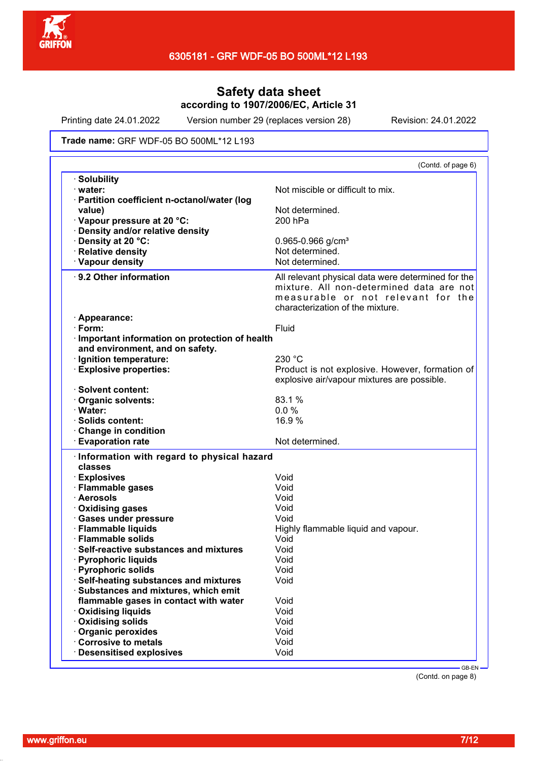# Safety data sheet
**according to 1907/2006/EC, Article 31**

Printing date 24.01.2022 Version number 29 (replaces version 28) Revision: 24.01.2022

**Trade name:** GRF WDF-05 BO 500ML*12 L193

(Contd. of page 6)

| | |
|---|---|
| · **Solubility** | |
| · **water:** | Not miscible or difficult to mix. |
| · **Partition coefficient n-octanol/water (log value)** | Not determined. |
| · **Vapour pressure at 20 °C:** | 200 hPa |
| · **Density and/or relative density** | |
| · **Density at 20 °C:** | 0.965-0.966 g/cm³ |
| · **Relative density** | Not determined. |
| · **Vapour density** | Not determined. |
| · **9.2 Other information** | All relevant physical data were determined for the mixture. All non-determined data are not measurable or not relevant for the characterization of the mixture. |
| · **Appearance:** | |
| · **Form:** | Fluid |
| · **Important information on protection of health and environment, and on safety.** | |
| · **Ignition temperature:** | 230 °C |
| · **Explosive properties:** | Product is not explosive. However, formation of explosive air/vapour mixtures are possible. |
| · **Solvent content:** | |
| · **Organic solvents:** | 83.1 % |
| · **Water:** | 0.0 % |
| · **Solids content:** | 16.9 % |
| · **Change in condition** | |
| · **Evaporation rate** | Not determined. |
| · **Information with regard to physical hazard classes** | |
| · **Explosives** | Void |
| · **Flammable gases** | Void |
| · **Aerosols** | Void |
| · **Oxidising gases** | Void |
| · **Gases under pressure** | Void |
| · **Flammable liquids** | Highly flammable liquid and vapour. |
| · **Flammable solids** | Void |
| · **Self-reactive substances and mixtures** | Void |
| · **Pyrophoric liquids** | Void |
| · **Pyrophoric solids** | Void |
| · **Self-heating substances and mixtures** | Void |
| · **Substances and mixtures, which emit flammable gases in contact with water** | Void |
| · **Oxidising liquids** | Void |
| · **Oxidising solids** | Void |
| · **Organic peroxides** | Void |
| · **Corrosive to metals** | Void |
| · **Desensitised explosives** | Void |

GB-EN

(Contd. on page 8)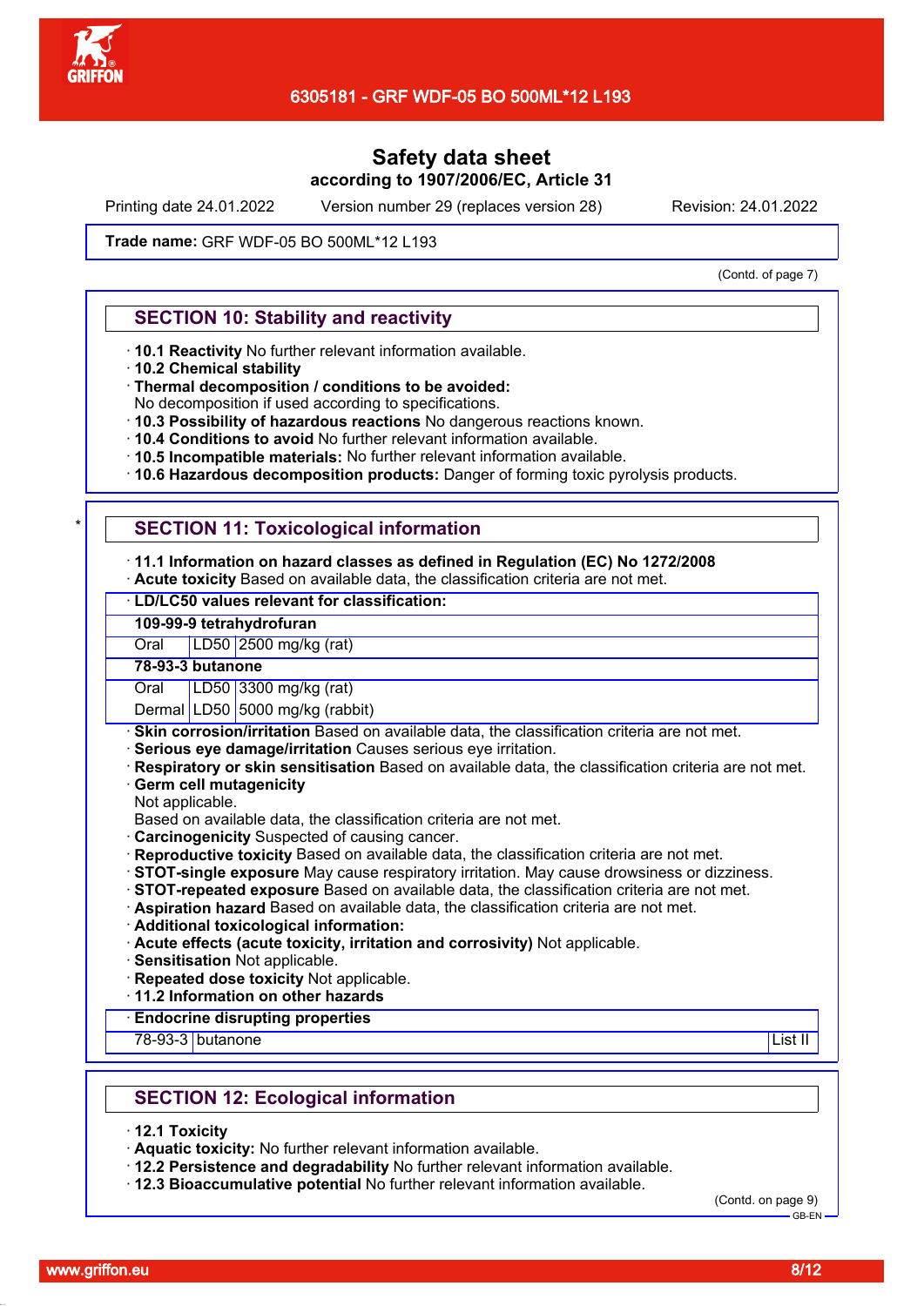# Safety data sheet

**according to 1907/2006/EC, Article 31**

Printing date 24.01.2022 Version number 29 (replaces version 28) Revision: 24.01.2022

**Trade name:** GRF WDF-05 BO 500ML*12 L193

(Contd. of page 7)

## SECTION 10: Stability and reactivity

- **10.1 Reactivity** No further relevant information available.
- **10.2 Chemical stability**
- **Thermal decomposition / conditions to be avoided:**
  No decomposition if used according to specifications.
- **10.3 Possibility of hazardous reactions** No dangerous reactions known.
- **10.4 Conditions to avoid** No further relevant information available.
- **10.5 Incompatible materials:** No further relevant information available.
- **10.6 Hazardous decomposition products:** Danger of forming toxic pyrolysis products.

## SECTION 11: Toxicological information

- **11.1 Information on hazard classes as defined in Regulation (EC) No 1272/2008**
- **Acute toxicity** Based on available data, the classification criteria are not met.

| **LD/LC50 values relevant for classification:** | | |
|---|---|---|
| **109-99-9 tetrahydrofuran** | | |
| Oral | LD50 | 2500 mg/kg (rat) |
| **78-93-3 butanone** | | |
| Oral | LD50 | 3300 mg/kg (rat) |
| Dermal | LD50 | 5000 mg/kg (rabbit) |

- **Skin corrosion/irritation** Based on available data, the classification criteria are not met.
- **Serious eye damage/irritation** Causes serious eye irritation.
- **Respiratory or skin sensitisation** Based on available data, the classification criteria are not met.
- **Germ cell mutagenicity**
  Not applicable.
  Based on available data, the classification criteria are not met.
- **Carcinogenicity** Suspected of causing cancer.
- **Reproductive toxicity** Based on available data, the classification criteria are not met.
- **STOT-single exposure** May cause respiratory irritation. May cause drowsiness or dizziness.
- **STOT-repeated exposure** Based on available data, the classification criteria are not met.
- **Aspiration hazard** Based on available data, the classification criteria are not met.
- **Additional toxicological information:**
- **Acute effects (acute toxicity, irritation and corrosivity)** Not applicable.
- **Sensitisation** Not applicable.
- **Repeated dose toxicity** Not applicable.
- **11.2 Information on other hazards**

| **Endocrine disrupting properties** | | |
|---|---|---|
| 78-93-3 | butanone | List II |

## SECTION 12: Ecological information

- **12.1 Toxicity**
- **Aquatic toxicity:** No further relevant information available.
- **12.2 Persistence and degradability** No further relevant information available.
- **12.3 Bioaccumulative potential** No further relevant information available.

(Contd. on page 9)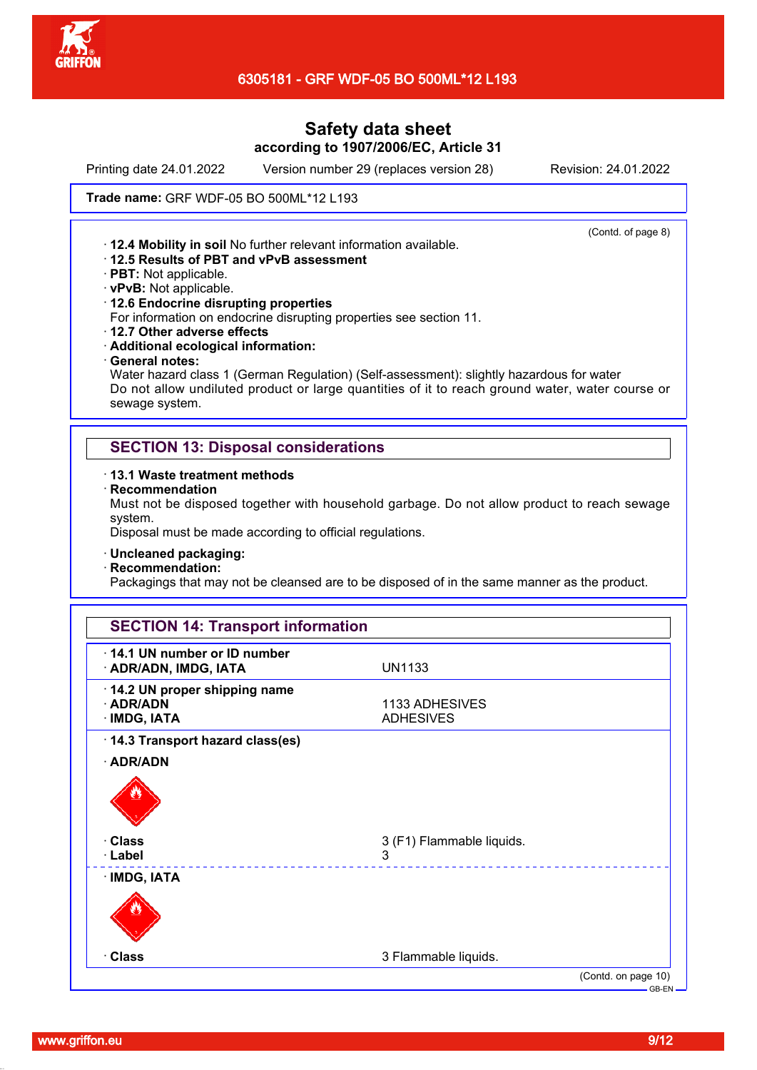**Trade name:** GRF WDF-05 BO 500ML*12 L193

(Contd. of page 8)

· **12.4 Mobility in soil** No further relevant information available.
· **12.5 Results of PBT and vPvB assessment**
· **PBT:** Not applicable.
· **vPvB:** Not applicable.
· **12.6 Endocrine disrupting properties**
For information on endocrine disrupting properties see section 11.
· **12.7 Other adverse effects**
· **Additional ecological information:**
· **General notes:**
Water hazard class 1 (German Regulation) (Self-assessment): slightly hazardous for water
Do not allow undiluted product or large quantities of it to reach ground water, water course or sewage system.

## SECTION 13: Disposal considerations

· **13.1 Waste treatment methods**
· **Recommendation**
Must not be disposed together with household garbage. Do not allow product to reach sewage system.
Disposal must be made according to official regulations.

· **Uncleaned packaging:**
· **Recommendation:**
Packagings that may not be cleansed are to be disposed of in the same manner as the product.

## SECTION 14: Transport information

· **14.1 UN number or ID number**
· **ADR/ADN, IMDG, IATA** UN1133

· **14.2 UN proper shipping name**
· **ADR/ADN** 1133 ADHESIVES
· **IMDG, IATA** ADHESIVES

· **14.3 Transport hazard class(es)**

· **ADR/ADN**

· **Class** 3 (F1) Flammable liquids.
· **Label** 3

· **IMDG, IATA**

· **Class** 3 Flammable liquids.

(Contd. on page 10)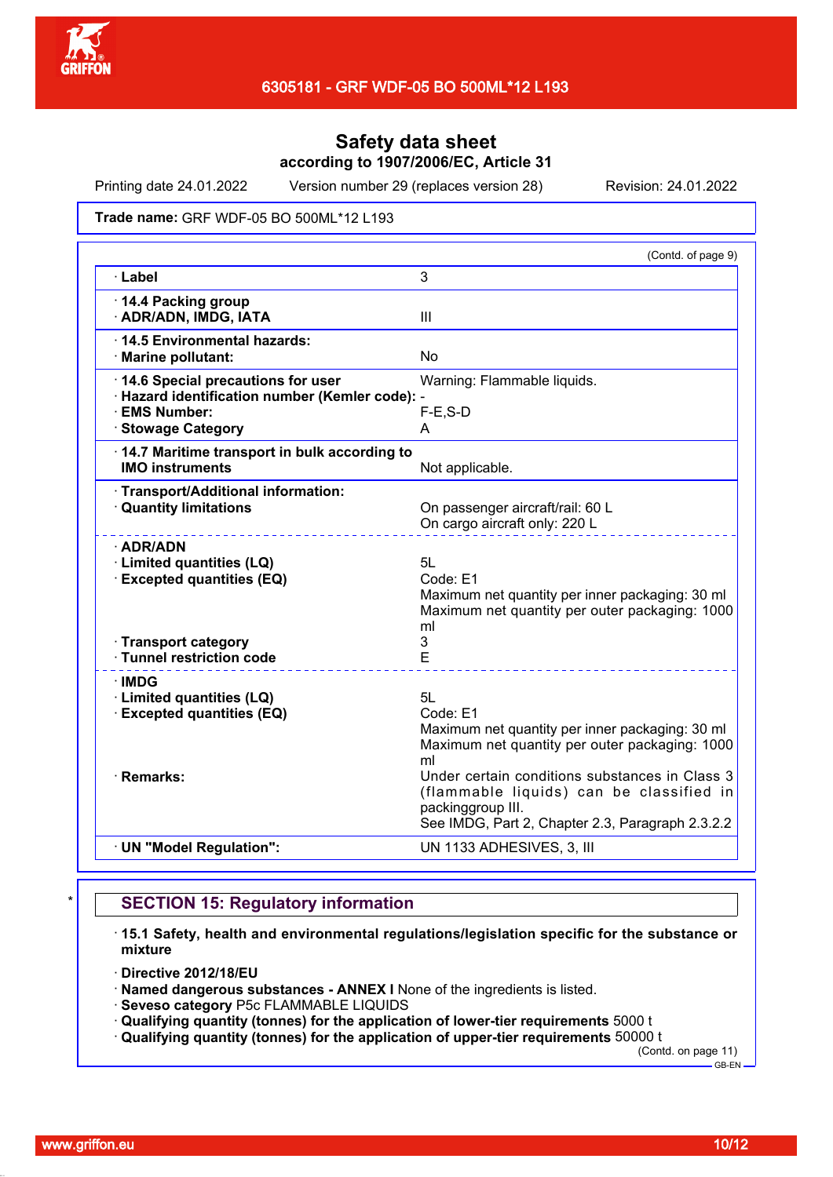# Safety data sheet

**according to 1907/2006/EC, Article 31**

Printing date 24.01.2022 Version number 29 (replaces version 28) Revision: 24.01.2022

**Trade name:** GRF WDF-05 BO 500ML*12 L193

(Contd. of page 9)

| | |
|---|---|
| · **Label** | 3 |
| · **14.4 Packing group**<br>· **ADR/ADN, IMDG, IATA** | III |
| · **14.5 Environmental hazards:**<br>· **Marine pollutant:** | No |
| · **14.6 Special precautions for user**<br>· **Hazard identification number (Kemler code):**<br>· **EMS Number:**<br>· **Stowage Category** | Warning: Flammable liquids.<br>-<br>F-E,S-D<br>A |
| · **14.7 Maritime transport in bulk according to IMO instruments** | Not applicable. |
| · **Transport/Additional information:**<br>· **Quantity limitations** | On passenger aircraft/rail: 60 L<br>On cargo aircraft only: 220 L |
| · **ADR/ADN**<br>· **Limited quantities (LQ)**<br>· **Excepted quantities (EQ)** | 5L<br>Code: E1<br>Maximum net quantity per inner packaging: 30 ml<br>Maximum net quantity per outer packaging: 1000 ml |
| · **Transport category**<br>· **Tunnel restriction code** | 3<br>E |
| · **IMDG**<br>· **Limited quantities (LQ)**<br>· **Excepted quantities (EQ)** | 5L<br>Code: E1<br>Maximum net quantity per inner packaging: 30 ml<br>Maximum net quantity per outer packaging: 1000 ml |
| · **Remarks:** | Under certain conditions substances in Class 3 (flammable liquids) can be classified in packinggroup III.<br>See IMDG, Part 2, Chapter 2.3, Paragraph 2.3.2.2 |
| · **UN "Model Regulation":** | UN 1133 ADHESIVES, 3, III |

## SECTION 15: Regulatory information

· **15.1 Safety, health and environmental regulations/legislation specific for the substance or mixture**

· **Directive 2012/18/EU**
· **Named dangerous substances - ANNEX I** None of the ingredients is listed.
· **Seveso category** P5c FLAMMABLE LIQUIDS
· **Qualifying quantity (tonnes) for the application of lower-tier requirements** 5000 t
· **Qualifying quantity (tonnes) for the application of upper-tier requirements** 50000 t

(Contd. on page 11)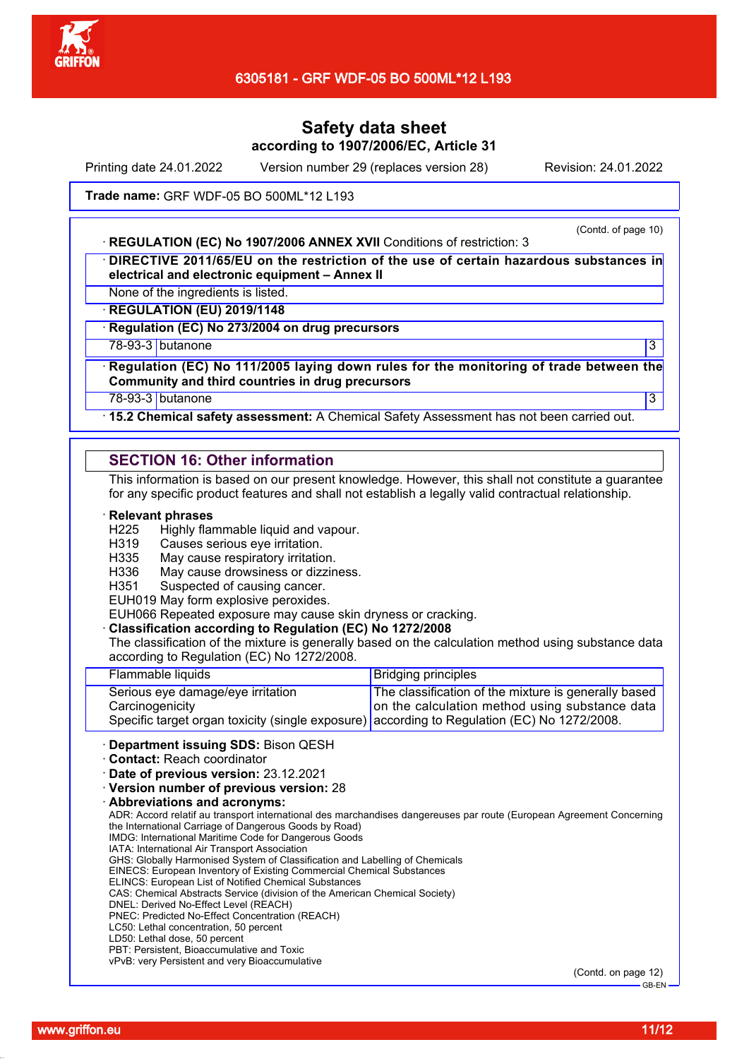Safety data sheet
according to 1907/2006/EC, Article 31

Printing date 24.01.2022 Version number 29 (replaces version 28) Revision: 24.01.2022

**Trade name:** GRF WDF-05 BO 500ML*12 L193

(Contd. of page 10)

· **REGULATION (EC) No 1907/2006 ANNEX XVII** Conditions of restriction: 3

· **DIRECTIVE 2011/65/EU on the restriction of the use of certain hazardous substances in electrical and electronic equipment – Annex II**

None of the ingredients is listed.

· **REGULATION (EU) 2019/1148**

· **Regulation (EC) No 273/2004 on drug precursors**

| 78-93-3 | butanone | 3 |
|---|---|---|

· **Regulation (EC) No 111/2005 laying down rules for the monitoring of trade between the Community and third countries in drug precursors**

| 78-93-3 | butanone | 3 |
|---|---|---|

· **15.2 Chemical safety assessment:** A Chemical Safety Assessment has not been carried out.

## SECTION 16: Other information

This information is based on our present knowledge. However, this shall not constitute a guarantee for any specific product features and shall not establish a legally valid contractual relationship.

· **Relevant phrases**

H225 Highly flammable liquid and vapour.
H319 Causes serious eye irritation.
H335 May cause respiratory irritation.
H336 May cause drowsiness or dizziness.
H351 Suspected of causing cancer.
EUH019 May form explosive peroxides.
EUH066 Repeated exposure may cause skin dryness or cracking.

· **Classification according to Regulation (EC) No 1272/2008**

The classification of the mixture is generally based on the calculation method using substance data according to Regulation (EC) No 1272/2008.

| Flammable liquids | Bridging principles |
|---|---|
| Serious eye damage/eye irritation<br>Carcinogenicity<br>Specific target organ toxicity (single exposure) | The classification of the mixture is generally based on the calculation method using substance data according to Regulation (EC) No 1272/2008. |

· **Department issuing SDS:** Bison QESH
· **Contact:** Reach coordinator
· **Date of previous version:** 23.12.2021
· **Version number of previous version:** 28
· **Abbreviations and acronyms:**

ADR: Accord relatif au transport international des marchandises dangereuses par route (European Agreement Concerning the International Carriage of Dangerous Goods by Road)
IMDG: International Maritime Code for Dangerous Goods
IATA: International Air Transport Association
GHS: Globally Harmonised System of Classification and Labelling of Chemicals
EINECS: European Inventory of Existing Commercial Chemical Substances
ELINCS: European List of Notified Chemical Substances
CAS: Chemical Abstracts Service (division of the American Chemical Society)
DNEL: Derived No-Effect Level (REACH)
PNEC: Predicted No-Effect Concentration (REACH)
LC50: Lethal concentration, 50 percent
LD50: Lethal dose, 50 percent
PBT: Persistent, Bioaccumulative and Toxic
vPvB: very Persistent and very Bioaccumulative

(Contd. on page 12)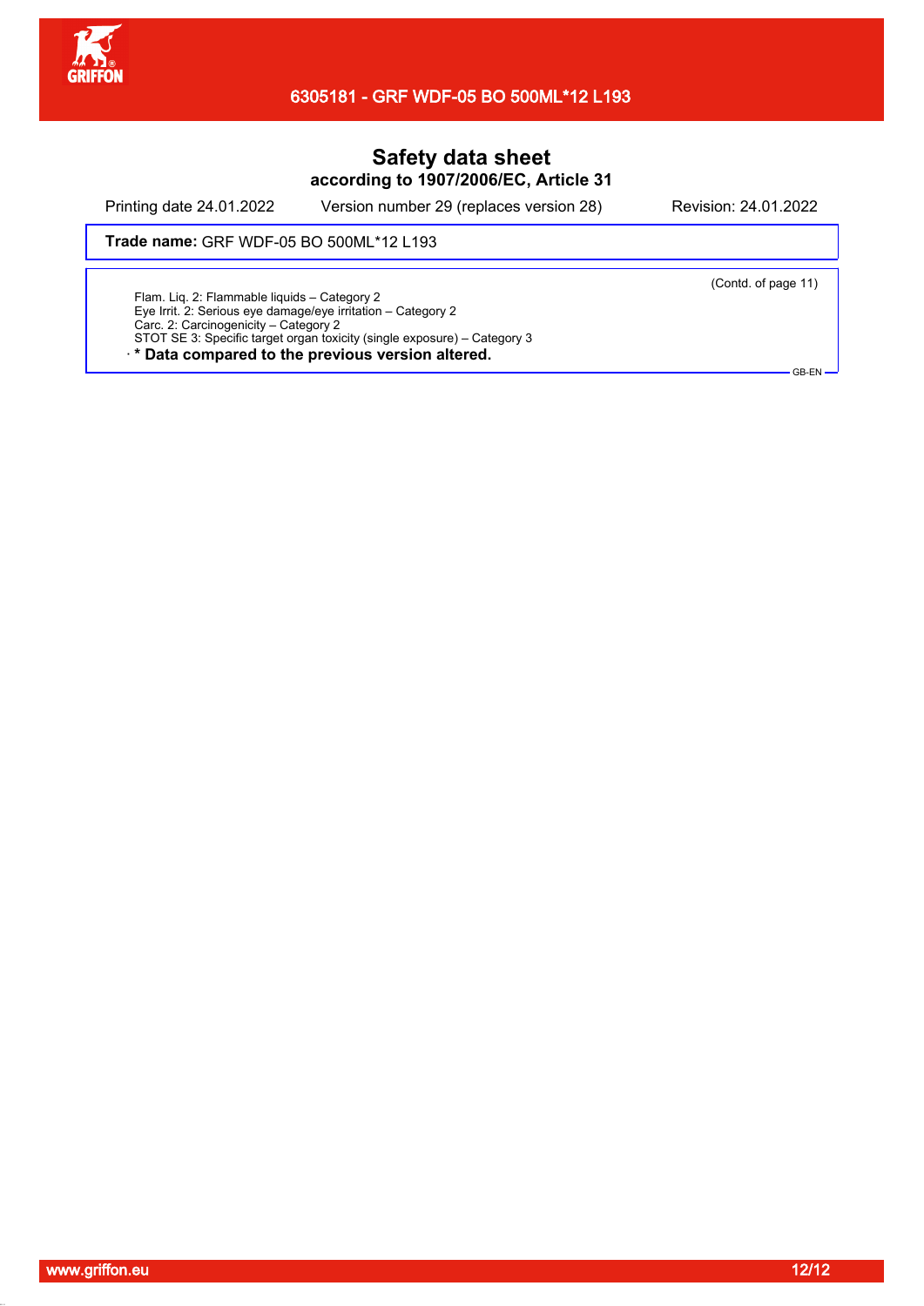Flam. Liq. 2: Flammable liquids – Category 2
Eye Irrit. 2: Serious eye damage/eye irritation – Category 2
Carc. 2: Carcinogenicity – Category 2
STOT SE 3: Specific target organ toxicity (single exposure) – Category 3

· **\* Data compared to the previous version altered.**